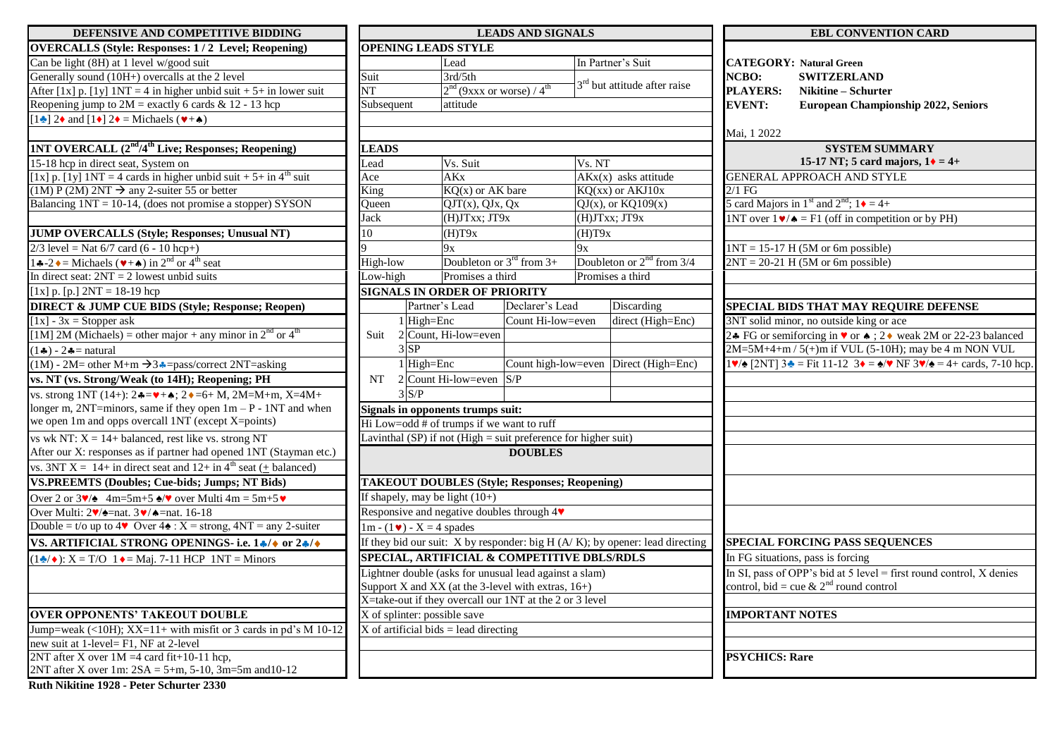# DEFENSIVE AND COMPETITIVE BIDDING

**OVERCALLS (Style: Responses: 1 / 2 Level; Reopening)**

Can be light (8H) at 1 level w/good suit
Generally sound (10H+) overcalls at the 2 level
After [1x] p. [1y] 1NT = 4 in higher unbid suit + 5+ in lower suit
Reopening jump to 2M = exactly 6 cards & 12 - 13 hcp
[1♣] 2♦ and [1♦] 2♦ = Michaels (♥+♠)

**1NT OVERCALL (2nd/4th Live; Responses; Reopening)**

15-18 hcp in direct seat, System on
[1x] p. [1y] 1NT = 4 cards in higher unbid suit + 5+ in 4th suit
(1M) P (2M) 2NT → any 2-suiter 55 or better
Balancing 1NT = 10-14, (does not promise a stopper) SYSON

**JUMP OVERCALLS (Style; Responses; Unusual NT)**

2/3 level = Nat 6/7 card (6 - 10 hcp+)
1♣-2♦ = Michaels (♥+♠) in 2nd or 4th seat
In direct seat: 2NT = 2 lowest unbid suits
[1x] p. [p.] 2NT = 18-19 hcp

**DIRECT & JUMP CUE BIDS (Style; Response; Reopen)**

[1x] - 3x = Stopper ask
[1M] 2M (Michaels) = other major + any minor in 2nd or 4th
(1♣) - 2♣= natural
(1M) - 2M= other M+m →3♣=pass/correct 2NT=asking

**vs. NT (vs. Strong/Weak (to 14H); Reopening; PH**

vs. strong 1NT (14+): 2♣=♥+♠; 2♦=6+ M, 2M=M+m, X=4M+ longer m, 2NT=minors, same if they open 1m – P - 1NT and when we open 1m and opps overcall 1NT (except X=points)
vs wk NT: X = 14+ balanced, rest like vs. strong NT
After our X: responses as if partner had opened 1NT (Stayman etc.)
vs. 3NT X = 14+ in direct seat and 12+ in 4th seat (± balanced)

**VS.PREEMTS (Doubles; Cue-bids; Jumps; NT Bids)**

Over 2 or 3♥/♠ 4m=5m+5 ♠/♥ over Multi 4m = 5m+5♥
Over Multi: 2♥/♠=nat. 3♥/♠=nat. 16-18
Double = t/o up to 4♥ Over 4♠ : X = strong, 4NT = any 2-suiter

**VS. ARTIFICIAL STRONG OPENINGS- i.e. 1♣/♦ or 2♣/♦**

(1♣/♦): X = T/O 1♦= Maj. 7-11 HCP 1NT = Minors

**OVER OPPONENTS' TAKEOUT DOUBLE**

Jump=weak (<10H); XX=11+ with misfit or 3 cards in pd's M 10-12
new suit at 1-level= F1, NF at 2-level
2NT after X over 1M =4 card fit+10-11 hcp,
2NT after X over 1m: 2SA = 5+m, 5-10, 3m=5m and10-12

**Ruth Nikitine 1928 - Peter Schurter 2330**

# LEADS AND SIGNALS

**OPENING LEADS STYLE**

| | Lead | In Partner's Suit |
|---|---|---|
| Suit | 3rd/5th | 3rd but attitude after raise |
| NT | 2nd (9xxx or worse) / 4th | |
| Subsequent | attitude | |

**LEADS**

| Lead | Vs. Suit | Vs. NT |
|---|---|---|
| Ace | AKx | AKx(x) asks attitude |
| King | KQ(x) or AK bare | KQ(xx) or AKJ10x |
| Queen | QJT(x), QJx, Qx | QJ(x), or KQ109(x) |
| Jack | (H)JTxx; JT9x | (H)JTxx; JT9x |
| 10 | (H)T9x | (H)T9x |
| 9 | 9x | 9x |
| High-low | Doubleton or 3rd from 3+ | Doubleton or 2nd from 3/4 |
| Low-high | Promises a third | Promises a third |

**SIGNALS IN ORDER OF PRIORITY**

| | | Partner's Lead | Declarer's Lead | Discarding |
|---|---|---|---|---|
| Suit | 1 | High=Enc | Count Hi-low=even | direct (High=Enc) |
| | 2 | Count, Hi-low=even | | |
| | 3 | SP | | |
| NT | 1 | High=Enc | Count high-low=even | Direct (High=Enc) |
| | 2 | Count Hi-low=even | S/P | |
| | 3 | S/P | | |

**Signals in opponents trumps suit:**

Hi Low=odd # of trumps if we want to ruff
Lavinthal (SP) if not (High = suit preference for higher suit)

## DOUBLES

**TAKEOUT DOUBLES (Style; Responses; Reopening)**

If shapely, may be light (10+)
Responsive and negative doubles through 4♥
1m - (1♥) - X = 4 spades
If they bid our suit: X by responder: big H (A/ K); by opener: lead directing

**SPECIAL, ARTIFICIAL & COMPETITIVE DBLS/RDLS**

Lightner double (asks for unusual lead against a slam)
Support X and XX (at the 3-level with extras, 16+)
X=take-out if they overcall our 1NT at the 2 or 3 level
X of splinter: possible save
X of artificial bids = lead directing

# EBL CONVENTION CARD

**CATEGORY: Natural Green**
**NCBO: SWITZERLAND**
**PLAYERS: Nikitine – Schurter**
**EVENT: European Championship 2022, Seniors**

Mai, 1 2022

## SYSTEM SUMMARY

**15-17 NT; 5 card majors, 1♦ = 4+**

GENERAL APPROACH AND STYLE

2/1 FG
5 card Majors in 1st and 2nd; 1♦ = 4+
1NT over 1♥/♠ = F1 (off in competition or by PH)

1NT = 15-17 H (5M or 6m possible)
2NT = 20-21 H (5M or 6m possible)

**SPECIAL BIDS THAT MAY REQUIRE DEFENSE**

3NT solid minor, no outside king or ace
2♣ FG or semiforcing in ♥ or ♠ ; 2♦ weak 2M or 22-23 balanced
2M=5M+4+m / 5(+)m if VUL (5-10H); may be 4 m NON VUL
1♥/♠ [2NT] 3♣ = Fit 11-12 3♦ = ♠/♥ NF 3♥/♠ = 4+ cards, 7-10 hcp.

**SPECIAL FORCING PASS SEQUENCES**

In FG situations, pass is forcing
In SI, pass of OPP's bid at 5 level = first round control, X denies control, bid = cue & 2nd round control

**IMPORTANT NOTES**

**PSYCHICS: Rare**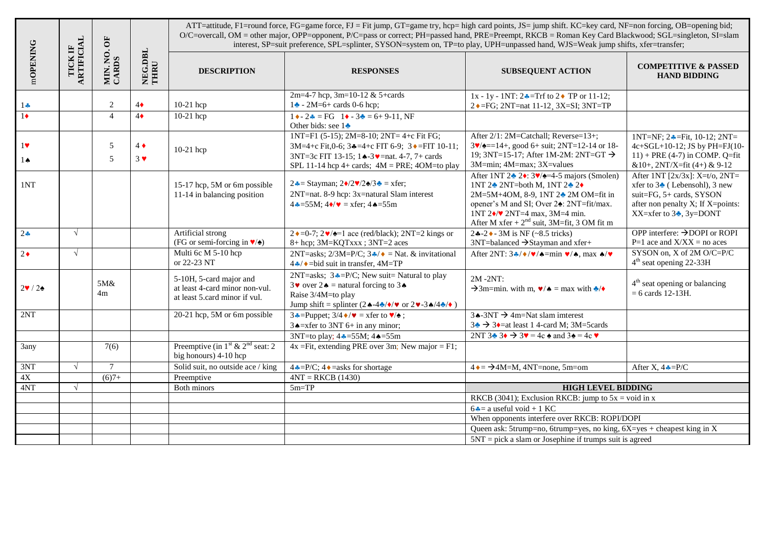| mOPENING | TICK IF ARTIFICIAL | MIN. NO. OF CARDS | NEG.DBL THRU | ATT=attitude, F1=round force, FG=game force, FJ = Fit jump, GT=game try, hcp= high card points, JS= jump shift. KC=key card, NF=non forcing, OB=opening bid; O/C=overcall, OM = other major, OPP=opponent, P/C=pass or correct; PH=passed hand, PRE=Preempt, RKCB = Roman Key Card Blackwood; SGL=singleton, SI=slam interest, SP=suit preference, SPL=splinter, SYSON=system on, TP=to play, UPH=unpassed hand, WJS=Weak jump shifts, xfer=transfer; | | | |
|---|---|---|---|---|---|---|---|
| | | | | **DESCRIPTION** | **RESPONSES** | **SUBSEQUENT ACTION** | **COMPETITIVE & PASSED HAND BIDDING** |
| 1♣ | | 2 | 4♦ | 10-21 hcp | 2m=4-7 hcp, 3m=10-12 & 5+cards<br>1♣ - 2M=6+ cards 0-6 hcp; | 1x - 1y - 1NT: 2♣=Trf to 2♦ TP or 11-12;<br>2♦=FG; 2NT=nat 11-12¸ 3X=SI; 3NT=TP | |
| 1♦ | | 4 | 4♦ | 10-21 hcp | 1♦ - 2♣ = FG 1♦ - 3♣ = 6+ 9-11, NF<br>Other bids: see 1♣ | | |
| 1♥<br>1♠ | | 5<br>5 | 4♦<br>3♥ | 10-21 hcp | 1NT=F1 (5-15); 2M=8-10; 2NT= 4+c Fit FG;<br>3M=4+c Fit,0-6; 3♣=4+c FIT 6-9; 3♦=FIT 10-11;<br>3NT=3c FIT 13-15; 1♠-3♥=nat. 4-7, 7+ cards<br>SPL 11-14 hcp 4+ cards; 4M = PRE; 4OM=to play | After 2/1: 2M=Catchall; Reverse=13+;<br>3♥/♠==14+, good 6+ suit; 2NT=12-14 or 18-19; 3NT=15-17; After 1M-2M: 2NT=GT →<br>3M=min; 4M=max; 3X=values | 1NT=NF; 2♣=Fit, 10-12; 2NT= 4c+SGL+10-12; JS by PH=FJ(10-11) + PRE (4-7) in COMP. Q=fit &10+, 2NT/X=fit (4+) & 9-12 |
| 1NT | | | | 15-17 hcp, 5M or 6m possible<br>11-14 in balancing position | 2♣= Stayman; 2♦/2♥/2♠/3♣ = xfer;<br>2NT=nat. 8-9 hcp: 3x=natural Slam interest<br>4♣=55M; 4♦/♥ = xfer; 4♠=55m | After 1NT 2♣ 2♦: 3♥/♠=4-5 majors (Smolen)<br>1NT 2♣ 2NT=both M, 1NT 2♣ 2♦<br>2M=5M+4OM, 8-9, 1NT 2♣ 2M OM=fit in opener's M and SI; Over 2♠: 2NT=fit/max.<br>1NT 2♦/♥ 2NT=4 max, 3M=4 min.<br>After M xfer + 2[nd] suit, 3M=fit, 3 OM fit m | After 1NT [2x/3x]: X=t/o, 2NT= xfer to 3♣ ( Lebensohl), 3 new suit=FG, 5+ cards, SYSON after non penalty X; If X=points: XX=xfer to 3♣, 3y=DONT |
| 2♣ | √ | | | Artificial strong<br>(FG or semi-forcing in ♥/♠) | 2♦=0-7; 2♥/♠=1 ace (red/black); 2NT=2 kings or 8+ hcp; 3M=KQTxxx ; 3NT=2 aces | 2♣-2♦ - 3M is NF (~8.5 tricks)<br>3NT=balanced →Stayman and xfer+ | OPP interfere: →DOPI or ROPI<br>P=1 ace and X/XX = no aces |
| 2♦ | √ | | | Multi 6c M 5-10 hcp<br>or 22-23 NT | 2NT=asks; 2/3M=P/C; 3♣/♦ = Nat. & invitational<br>4♣/♦=bid suit in transfer, 4M=TP | After 2NT: 3♣/♦/♥/♠=min ♥/♠, max ♠/♥ | SYSON on, X of 2M O/C=P/C<br>4[th] seat opening 22-33H |
| 2♥ / 2♠ | | 5M&<br>4m | | 5-10H, 5-card major and<br>at least 4-card minor non-vul.<br>at least 5.card minor if vul. | 2NT=asks; 3♣=P/C; New suit= Natural to play<br>3♥ over 2♠ = natural forcing to 3♠<br>Raise 3/4M=to play<br>Jump shift = splinter (2♠-4♣/♦/♥ or 2♥-3♠/4♣/♦) | 2M -2NT:<br>→3m=min. with m, ♥/♠ = max with ♣/♦ | 4[th] seat opening or balancing<br>= 6 cards 12-13H. |
| 2NT | | | | 20-21 hcp, 5M or 6m possible | 3♣=Puppet; 3/4♦/♥ = xfer to ♥/♠;<br>3♠=xfer to 3NT 6+ in any minor; | 3♠-3NT → 4m=Nat slam imterest<br>3♣ → 3♦=at least 1 4-card M; 3M=5cards | |
| | | | | | 3NT=to play; 4♣=55M; 4♠=55m | 2NT 3♣ 3♦ → 3♥ = 4c ♠ and 3♠ = 4c ♥ | |
| 3any | | 7(6) | | Preemptive (in 1[st] & 2[nd] seat: 2 big honours) 4-10 hcp | 4x =Fit, extending PRE over 3m; New major = F1; | | |
| 3NT | √ | 7 | | Solid suit, no outside ace / king | 4♣=P/C; 4♦=asks for shortage | 4♦= →4M=M, 4NT=none, 5m=om | After X, 4♣=P/C |
| 4X | | (6)7+ | | Preemptive | 4NT = RKCB (1430) | | |
| 4NT | √ | | | Both minors | 5m=TP | **HIGH LEVEL BIDDING** | |
| | | | | | | RKCB (3041); Exclusion RKCB: jump to 5x = void in x | |
| | | | | | | 6♣= a useful void + 1 KC | |
| | | | | | | When opponents interfere over RKCB: ROPI/DOPI | |
| | | | | | | Queen ask: 5trump=no, 6trump=yes, no king, 6X=yes + cheapest king in X | |
| | | | | | | 5NT = pick a slam or Josephine if trumps suit is agreed | |